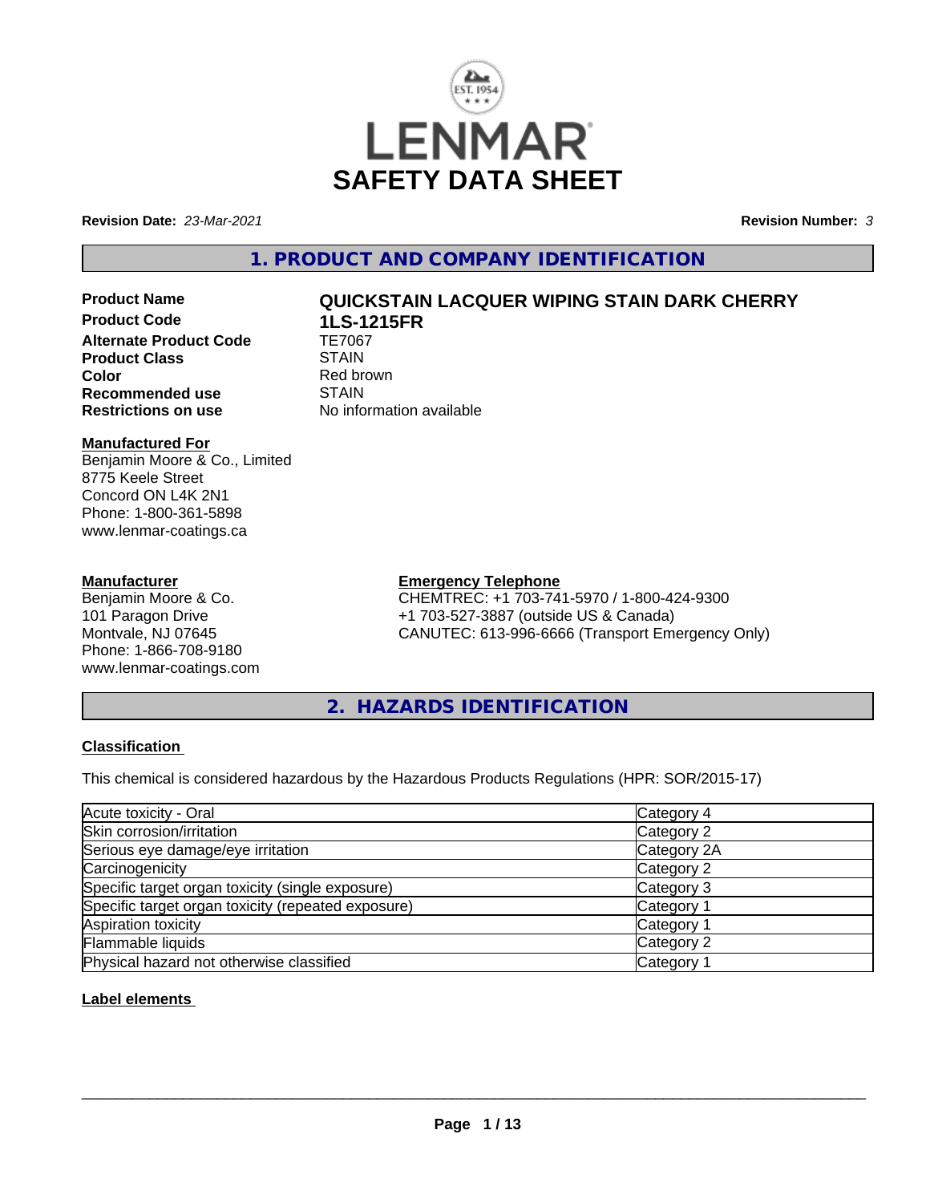# LENMAR

# SAFETY DATA SHEET

**Revision Date:** *23-Mar-2021* **Revision Number:** *3*

## 1. PRODUCT AND COMPANY IDENTIFICATION

| | |
|---|---|
| **Product Name** | **QUICKSTAIN LACQUER WIPING STAIN DARK CHERRY** |
| **Product Code** | **1LS-1215FR** |
| **Alternate Product Code** | TE7067 |
| **Product Class** | STAIN |
| **Color** | Red brown |
| **Recommended use** | STAIN |
| **Restrictions on use** | No information available |

**Manufactured For**
Benjamin Moore & Co., Limited
8775 Keele Street
Concord ON L4K 2N1
Phone: 1-800-361-5898
www.lenmar-coatings.ca

**Manufacturer**
Benjamin Moore & Co.
101 Paragon Drive
Montvale, NJ 07645
Phone: 1-866-708-9180
www.lenmar-coatings.com

**Emergency Telephone**
CHEMTREC: +1 703-741-5970 / 1-800-424-9300
+1 703-527-3887 (outside US & Canada)
CANUTEC: 613-996-6666 (Transport Emergency Only)

## 2. HAZARDS IDENTIFICATION

**Classification**

This chemical is considered hazardous by the Hazardous Products Regulations (HPR: SOR/2015-17)

| | |
|---|---|
| Acute toxicity - Oral | Category 4 |
| Skin corrosion/irritation | Category 2 |
| Serious eye damage/eye irritation | Category 2A |
| Carcinogenicity | Category 2 |
| Specific target organ toxicity (single exposure) | Category 3 |
| Specific target organ toxicity (repeated exposure) | Category 1 |
| Aspiration toxicity | Category 1 |
| Flammable liquids | Category 2 |
| Physical hazard not otherwise classified | Category 1 |

**Label elements**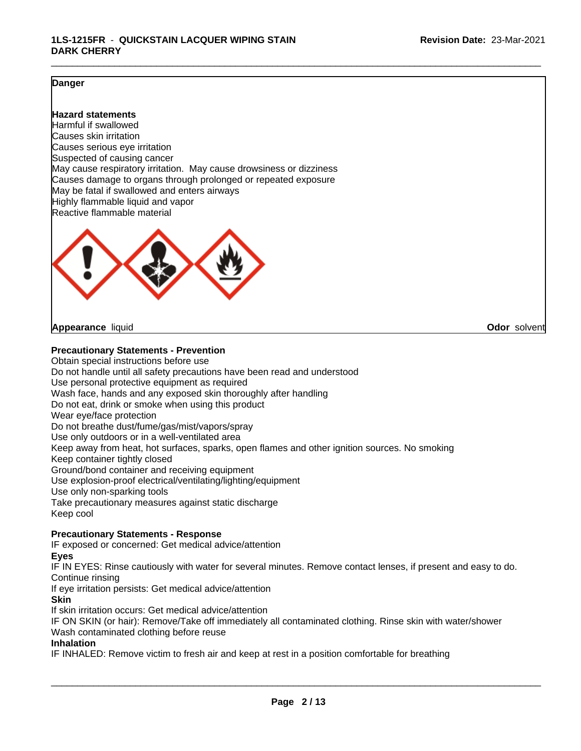**Danger**

**Hazard statements**
Harmful if swallowed
Causes skin irritation
Causes serious eye irritation
Suspected of causing cancer
May cause respiratory irritation. May cause drowsiness or dizziness
Causes damage to organs through prolonged or repeated exposure
May be fatal if swallowed and enters airways
Highly flammable liquid and vapor
Reactive flammable material

**Appearance** liquid **Odor** solvent

**Precautionary Statements - Prevention**
Obtain special instructions before use
Do not handle until all safety precautions have been read and understood
Use personal protective equipment as required
Wash face, hands and any exposed skin thoroughly after handling
Do not eat, drink or smoke when using this product
Wear eye/face protection
Do not breathe dust/fume/gas/mist/vapors/spray
Use only outdoors or in a well-ventilated area
Keep away from heat, hot surfaces, sparks, open flames and other ignition sources. No smoking
Keep container tightly closed
Ground/bond container and receiving equipment
Use explosion-proof electrical/ventilating/lighting/equipment
Use only non-sparking tools
Take precautionary measures against static discharge
Keep cool

**Precautionary Statements - Response**
IF exposed or concerned: Get medical advice/attention
**Eyes**
IF IN EYES: Rinse cautiously with water for several minutes. Remove contact lenses, if present and easy to do. Continue rinsing
If eye irritation persists: Get medical advice/attention
**Skin**
If skin irritation occurs: Get medical advice/attention
IF ON SKIN (or hair): Remove/Take off immediately all contaminated clothing. Rinse skin with water/shower
Wash contaminated clothing before reuse
**Inhalation**
IF INHALED: Remove victim to fresh air and keep at rest in a position comfortable for breathing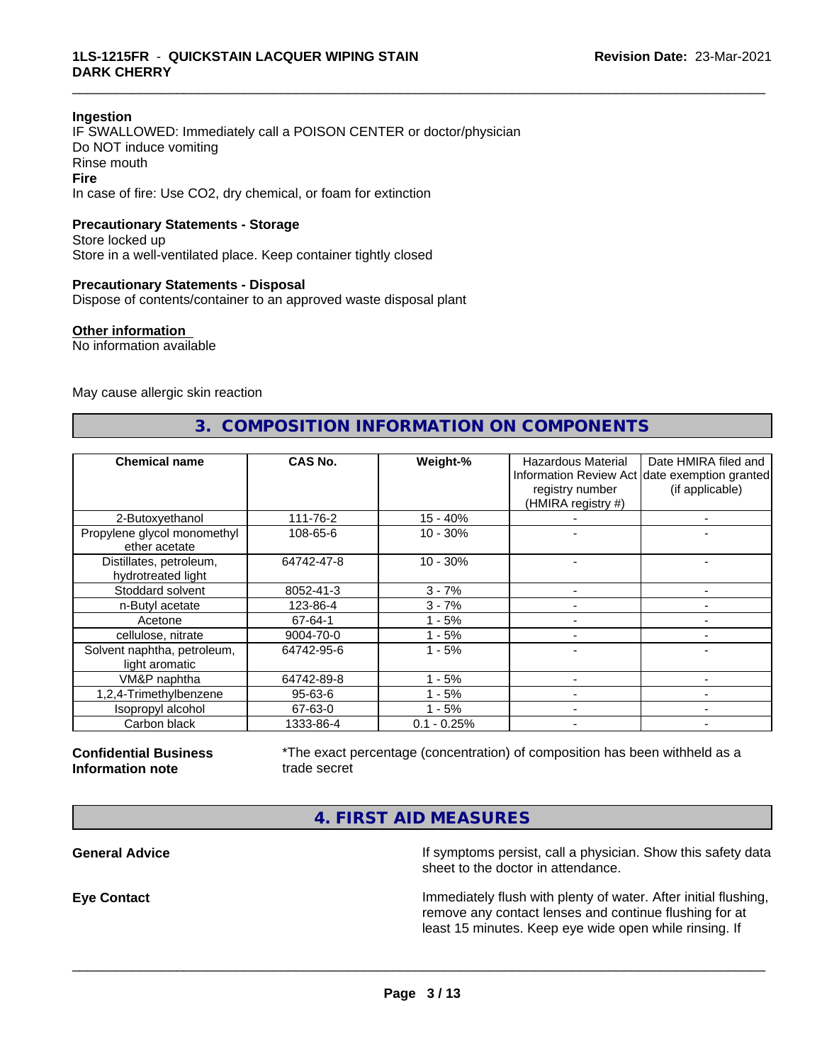**Ingestion**

IF SWALLOWED: Immediately call a POISON CENTER or doctor/physician
Do NOT induce vomiting
Rinse mouth

**Fire**

In case of fire: Use CO2, dry chemical, or foam for extinction

**Precautionary Statements - Storage**

Store locked up
Store in a well-ventilated place. Keep container tightly closed

**Precautionary Statements - Disposal**

Dispose of contents/container to an approved waste disposal plant

**Other information**

No information available

May cause allergic skin reaction

## 3. COMPOSITION INFORMATION ON COMPONENTS

| Chemical name | CAS No. | Weight-% | Hazardous Material Information Review Act registry number (HMIRA registry #) | Date HMIRA filed and date exemption granted (if applicable) |
|---|---|---|---|---|
| 2-Butoxyethanol | 111-76-2 | 15 - 40% | - | - |
| Propylene glycol monomethyl ether acetate | 108-65-6 | 10 - 30% | - | - |
| Distillates, petroleum, hydrotreated light | 64742-47-8 | 10 - 30% | - | - |
| Stoddard solvent | 8052-41-3 | 3 - 7% | - | - |
| n-Butyl acetate | 123-86-4 | 3 - 7% | - | - |
| Acetone | 67-64-1 | 1 - 5% | - | - |
| cellulose, nitrate | 9004-70-0 | 1 - 5% | - | - |
| Solvent naphtha, petroleum, light aromatic | 64742-95-6 | 1 - 5% | - | - |
| VM&P naphtha | 64742-89-8 | 1 - 5% | - | - |
| 1,2,4-Trimethylbenzene | 95-63-6 | 1 - 5% | - | - |
| Isopropyl alcohol | 67-63-0 | 1 - 5% | - | - |
| Carbon black | 1333-86-4 | 0.1 - 0.25% | - | - |

**Confidential Business Information note**

*The exact percentage (concentration) of composition has been withheld as a trade secret

## 4. FIRST AID MEASURES

**General Advice**

If symptoms persist, call a physician. Show this safety data sheet to the doctor in attendance.

**Eye Contact**

Immediately flush with plenty of water. After initial flushing, remove any contact lenses and continue flushing for at least 15 minutes. Keep eye wide open while rinsing. If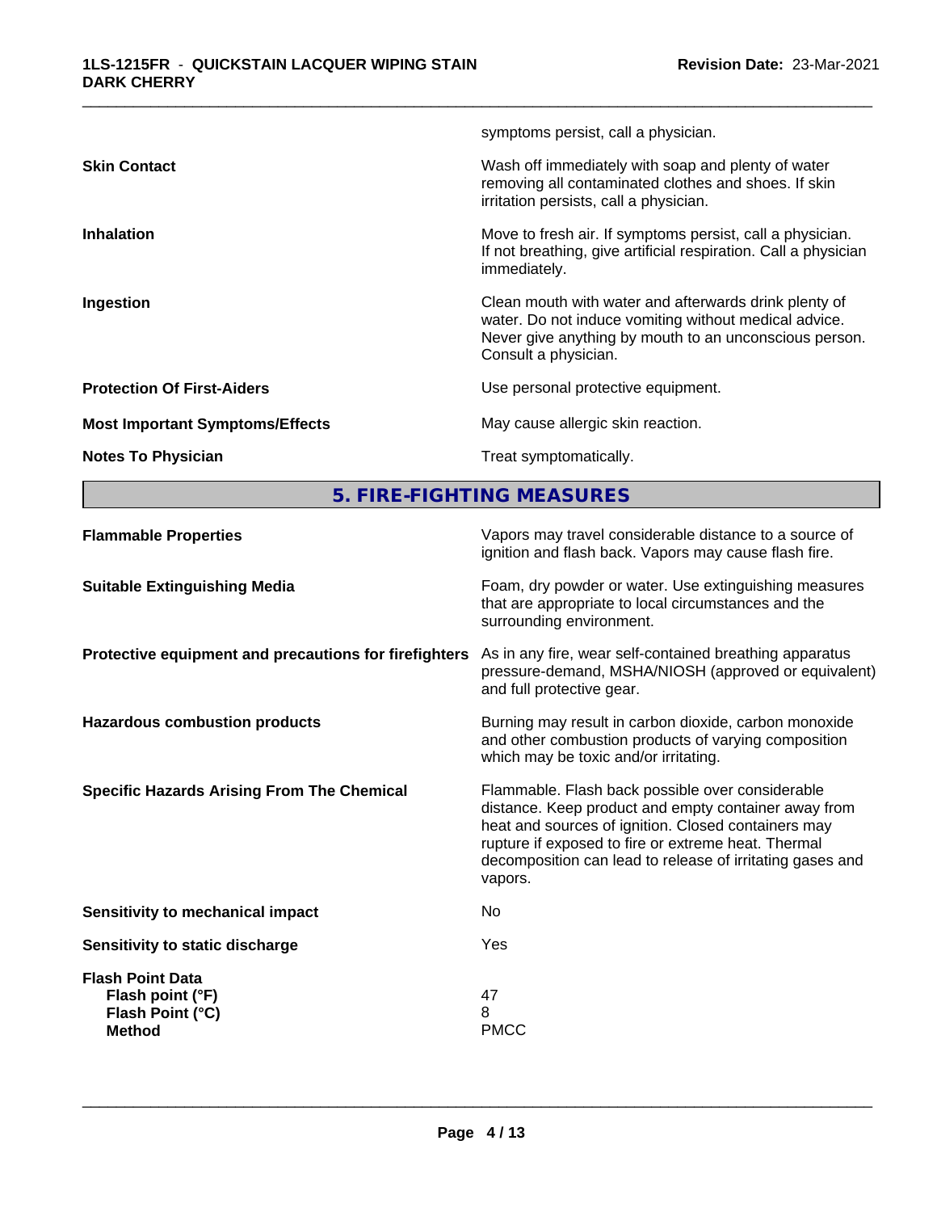symptoms persist, call a physician.

| | |
|---|---|
| **Skin Contact** | Wash off immediately with soap and plenty of water removing all contaminated clothes and shoes. If skin irritation persists, call a physician. |
| **Inhalation** | Move to fresh air. If symptoms persist, call a physician. If not breathing, give artificial respiration. Call a physician immediately. |
| **Ingestion** | Clean mouth with water and afterwards drink plenty of water. Do not induce vomiting without medical advice. Never give anything by mouth to an unconscious person. Consult a physician. |
| **Protection Of First-Aiders** | Use personal protective equipment. |
| **Most Important Symptoms/Effects** | May cause allergic skin reaction. |
| **Notes To Physician** | Treat symptomatically. |

## 5. FIRE-FIGHTING MEASURES

| | |
|---|---|
| **Flammable Properties** | Vapors may travel considerable distance to a source of ignition and flash back. Vapors may cause flash fire. |
| **Suitable Extinguishing Media** | Foam, dry powder or water. Use extinguishing measures that are appropriate to local circumstances and the surrounding environment. |
| **Protective equipment and precautions for firefighters** | As in any fire, wear self-contained breathing apparatus pressure-demand, MSHA/NIOSH (approved or equivalent) and full protective gear. |
| **Hazardous combustion products** | Burning may result in carbon dioxide, carbon monoxide and other combustion products of varying composition which may be toxic and/or irritating. |
| **Specific Hazards Arising From The Chemical** | Flammable. Flash back possible over considerable distance. Keep product and empty container away from heat and sources of ignition. Closed containers may rupture if exposed to fire or extreme heat. Thermal decomposition can lead to release of irritating gases and vapors. |
| **Sensitivity to mechanical impact** | No |
| **Sensitivity to static discharge** | Yes |

**Flash Point Data**

| | |
|---|---|
| **Flash point (°F)** | 47 |
| **Flash Point (°C)** | 8 |
| **Method** | PMCC |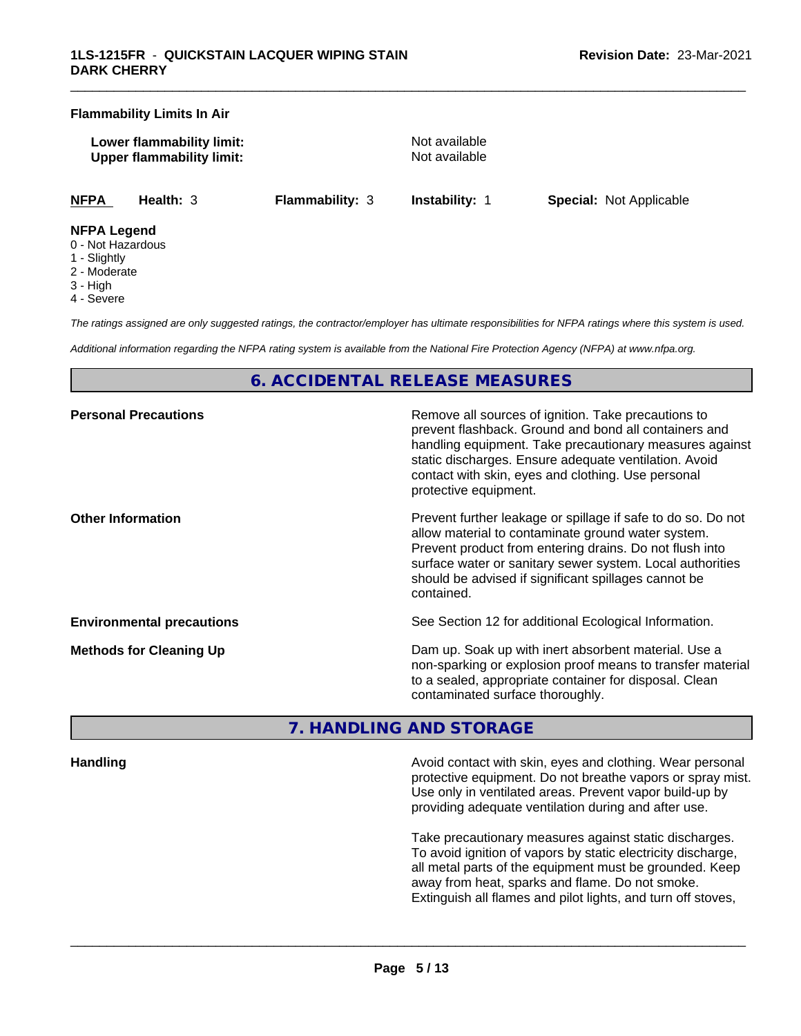**Flammability Limits In Air**

| | |
|---|---|
| **Lower flammability limit:** | Not available |
| **Upper flammability limit:** | Not available |

| **NFPA** | **Health:** 3 | **Flammability:** 3 | **Instability:** 1 | **Special:** Not Applicable |
|---|---|---|---|---|

**NFPA Legend**

0 - Not Hazardous
1 - Slightly
2 - Moderate
3 - High
4 - Severe

*The ratings assigned are only suggested ratings, the contractor/employer has ultimate responsibilities for NFPA ratings where this system is used.*

*Additional information regarding the NFPA rating system is available from the National Fire Protection Agency (NFPA) at www.nfpa.org.*

## 6. ACCIDENTAL RELEASE MEASURES

| | |
|---|---|
| **Personal Precautions** | Remove all sources of ignition. Take precautions to prevent flashback. Ground and bond all containers and handling equipment. Take precautionary measures against static discharges. Ensure adequate ventilation. Avoid contact with skin, eyes and clothing. Use personal protective equipment. |
| **Other Information** | Prevent further leakage or spillage if safe to do so. Do not allow material to contaminate ground water system. Prevent product from entering drains. Do not flush into surface water or sanitary sewer system. Local authorities should be advised if significant spillages cannot be contained. |
| **Environmental precautions** | See Section 12 for additional Ecological Information. |
| **Methods for Cleaning Up** | Dam up. Soak up with inert absorbent material. Use a non-sparking or explosion proof means to transfer material to a sealed, appropriate container for disposal. Clean contaminated surface thoroughly. |

## 7. HANDLING AND STORAGE

**Handling**

Avoid contact with skin, eyes and clothing. Wear personal protective equipment. Do not breathe vapors or spray mist. Use only in ventilated areas. Prevent vapor build-up by providing adequate ventilation during and after use.

Take precautionary measures against static discharges. To avoid ignition of vapors by static electricity discharge, all metal parts of the equipment must be grounded. Keep away from heat, sparks and flame. Do not smoke. Extinguish all flames and pilot lights, and turn off stoves,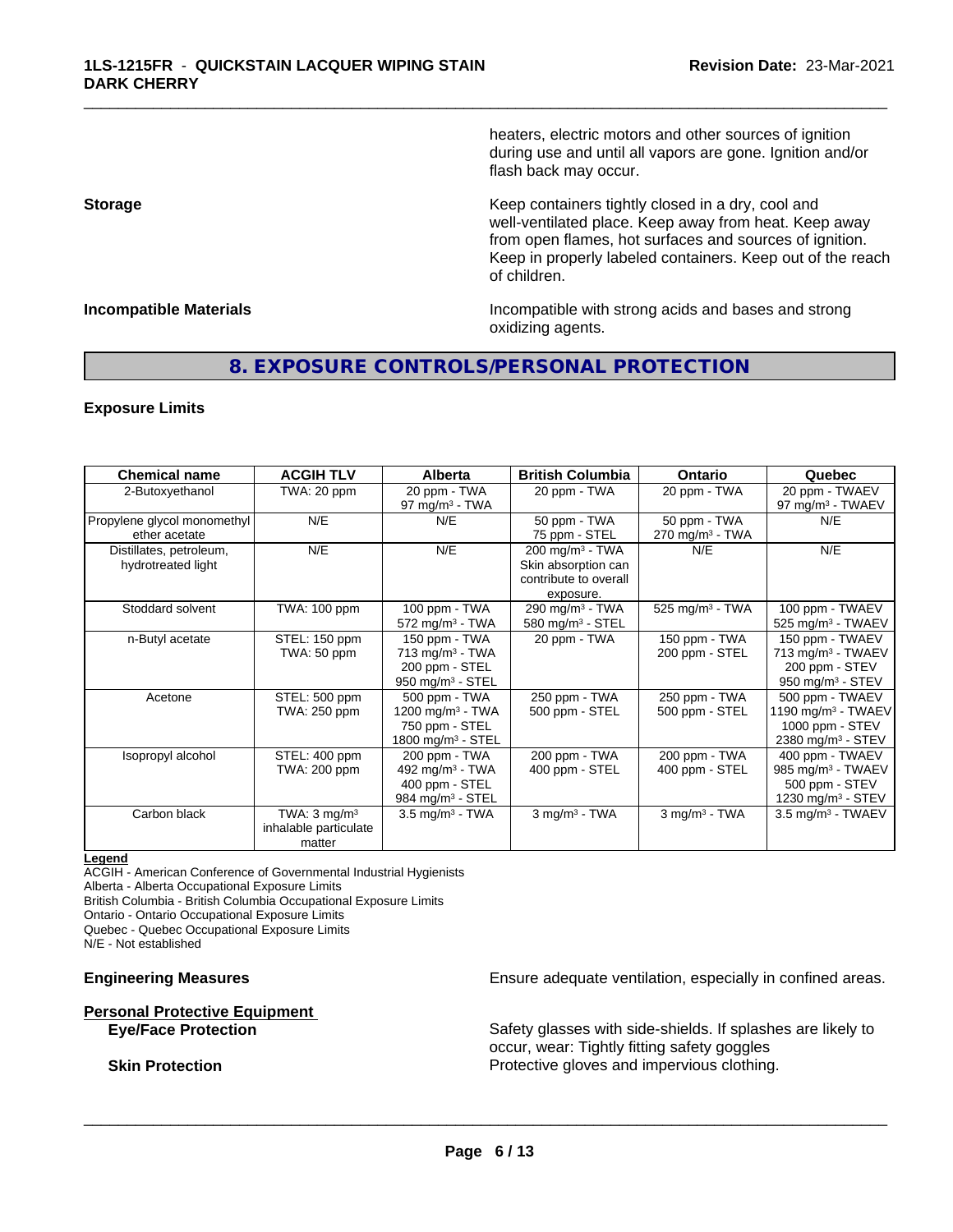heaters, electric motors and other sources of ignition during use and until all vapors are gone. Ignition and/or flash back may occur.

**Storage**

Keep containers tightly closed in a dry, cool and well-ventilated place. Keep away from heat. Keep away from open flames, hot surfaces and sources of ignition. Keep in properly labeled containers. Keep out of the reach of children.

**Incompatible Materials**

Incompatible with strong acids and bases and strong oxidizing agents.

## 8. EXPOSURE CONTROLS/PERSONAL PROTECTION

### Exposure Limits

| Chemical name | ACGIH TLV | Alberta | British Columbia | Ontario | Quebec |
|---|---|---|---|---|---|
| 2-Butoxyethanol | TWA: 20 ppm | 20 ppm - TWA<br>97 mg/m$^3$ - TWA | 20 ppm - TWA | 20 ppm - TWA | 20 ppm - TWAEV<br>97 mg/m$^3$ - TWAEV |
| Propylene glycol monomethyl ether acetate | N/E | N/E | 50 ppm - TWA<br>75 ppm - STEL | 50 ppm - TWA<br>270 mg/m$^3$ - TWA | N/E |
| Distillates, petroleum, hydrotreated light | N/E | N/E | 200 mg/m$^3$ - TWA<br>Skin absorption can contribute to overall exposure. | N/E | N/E |
| Stoddard solvent | TWA: 100 ppm | 100 ppm - TWA<br>572 mg/m$^3$ - TWA | 290 mg/m$^3$ - TWA<br>580 mg/m$^3$ - STEL | 525 mg/m$^3$ - TWA | 100 ppm - TWAEV<br>525 mg/m$^3$ - TWAEV |
| n-Butyl acetate | STEL: 150 ppm<br>TWA: 50 ppm | 150 ppm - TWA<br>713 mg/m$^3$ - TWA<br>200 ppm - STEL<br>950 mg/m$^3$ - STEL | 20 ppm - TWA | 150 ppm - TWA<br>200 ppm - STEL | 150 ppm - TWAEV<br>713 mg/m$^3$ - TWAEV<br>200 ppm - STEV<br>950 mg/m$^3$ - STEV |
| Acetone | STEL: 500 ppm<br>TWA: 250 ppm | 500 ppm - TWA<br>1200 mg/m$^3$ - TWA<br>750 ppm - STEL<br>1800 mg/m$^3$ - STEL | 250 ppm - TWA<br>500 ppm - STEL | 250 ppm - TWA<br>500 ppm - STEL | 500 ppm - TWAEV<br>1190 mg/m$^3$ - TWAEV<br>1000 ppm - STEV<br>2380 mg/m$^3$ - STEV |
| Isopropyl alcohol | STEL: 400 ppm<br>TWA: 200 ppm | 200 ppm - TWA<br>492 mg/m$^3$ - TWA<br>400 ppm - STEL<br>984 mg/m$^3$ - STEL | 200 ppm - TWA<br>400 ppm - STEL | 200 ppm - TWA<br>400 ppm - STEL | 400 ppm - TWAEV<br>985 mg/m$^3$ - TWAEV<br>500 ppm - STEV<br>1230 mg/m$^3$ - STEV |
| Carbon black | TWA: 3 mg/m$^3$ inhalable particulate matter | 3.5 mg/m$^3$ - TWA | 3 mg/m$^3$ - TWA | 3 mg/m$^3$ - TWA | 3.5 mg/m$^3$ - TWAEV |

**Legend**

ACGIH - American Conference of Governmental Industrial Hygienists
Alberta - Alberta Occupational Exposure Limits
British Columbia - British Columbia Occupational Exposure Limits
Ontario - Ontario Occupational Exposure Limits
Quebec - Quebec Occupational Exposure Limits
N/E - Not established

**Engineering Measures**

Ensure adequate ventilation, especially in confined areas.

**Personal Protective Equipment**

**Eye/Face Protection**

Safety glasses with side-shields. If splashes are likely to occur, wear: Tightly fitting safety goggles

**Skin Protection**

Protective gloves and impervious clothing.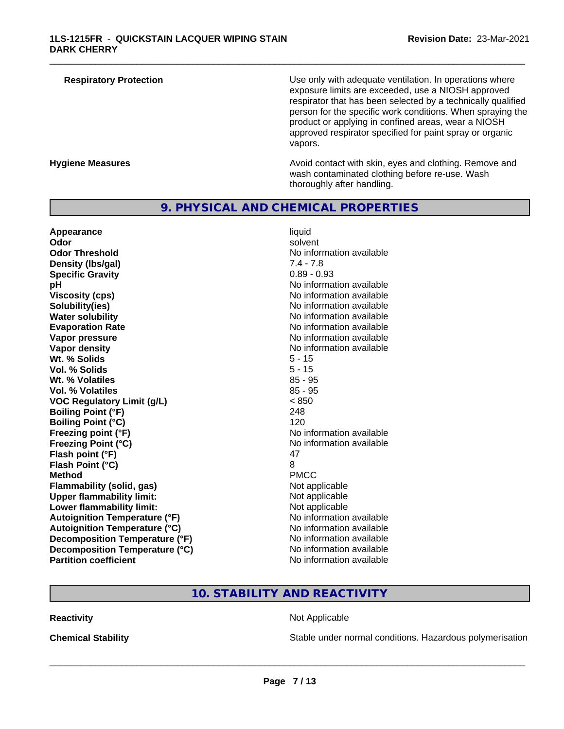**Respiratory Protection** Use only with adequate ventilation. In operations where exposure limits are exceeded, use a NIOSH approved respirator that has been selected by a technically qualified person for the specific work conditions. When spraying the product or applying in confined areas, wear a NIOSH approved respirator specified for paint spray or organic vapors.

**Hygiene Measures** Avoid contact with skin, eyes and clothing. Remove and wash contaminated clothing before re-use. Wash thoroughly after handling.

## 9. PHYSICAL AND CHEMICAL PROPERTIES

| | |
|---|---|
| **Appearance** | liquid |
| **Odor** | solvent |
| **Odor Threshold** | No information available |
| **Density (lbs/gal)** | 7.4 - 7.8 |
| **Specific Gravity** | 0.89 - 0.93 |
| **pH** | No information available |
| **Viscosity (cps)** | No information available |
| **Solubility(ies)** | No information available |
| **Water solubility** | No information available |
| **Evaporation Rate** | No information available |
| **Vapor pressure** | No information available |
| **Vapor density** | No information available |
| **Wt. % Solids** | 5 - 15 |
| **Vol. % Solids** | 5 - 15 |
| **Wt. % Volatiles** | 85 - 95 |
| **Vol. % Volatiles** | 85 - 95 |
| **VOC Regulatory Limit (g/L)** | < 850 |
| **Boiling Point (°F)** | 248 |
| **Boiling Point (°C)** | 120 |
| **Freezing point (°F)** | No information available |
| **Freezing Point (°C)** | No information available |
| **Flash point (°F)** | 47 |
| **Flash Point (°C)** | 8 |
| **Method** | PMCC |
| **Flammability (solid, gas)** | Not applicable |
| **Upper flammability limit:** | Not applicable |
| **Lower flammability limit:** | Not applicable |
| **Autoignition Temperature (°F)** | No information available |
| **Autoignition Temperature (°C)** | No information available |
| **Decomposition Temperature (°F)** | No information available |
| **Decomposition Temperature (°C)** | No information available |
| **Partition coefficient** | No information available |

## 10. STABILITY AND REACTIVITY

**Reactivity** Not Applicable

**Chemical Stability** Stable under normal conditions. Hazardous polymerisation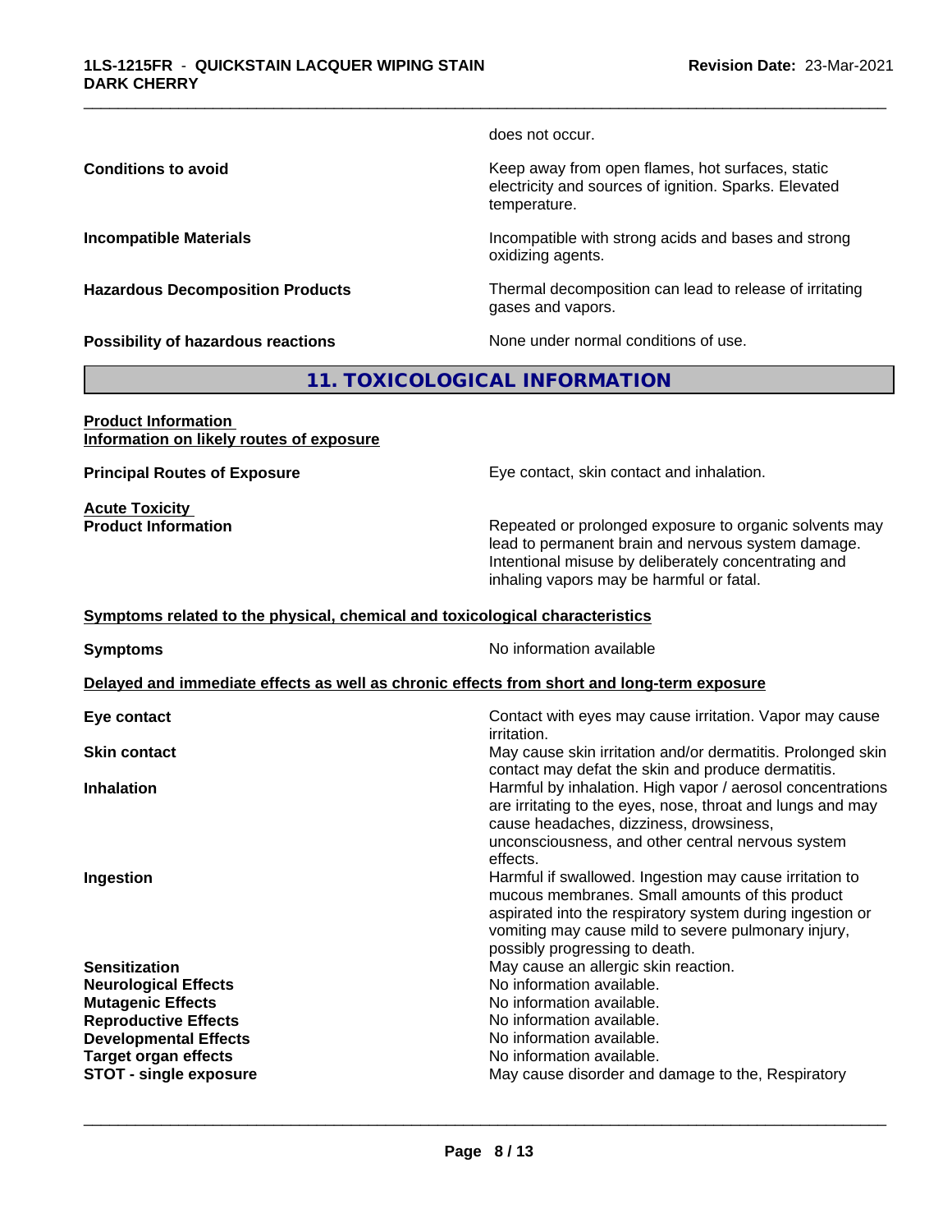does not occur.

| | |
|---|---|
| **Conditions to avoid** | Keep away from open flames, hot surfaces, static electricity and sources of ignition. Sparks. Elevated temperature. |
| **Incompatible Materials** | Incompatible with strong acids and bases and strong oxidizing agents. |
| **Hazardous Decomposition Products** | Thermal decomposition can lead to release of irritating gases and vapors. |
| **Possibility of hazardous reactions** | None under normal conditions of use. |

## 11. TOXICOLOGICAL INFORMATION

**Product Information**
**Information on likely routes of exposure**

| | |
|---|---|
| **Principal Routes of Exposure** | Eye contact, skin contact and inhalation. |

**Acute Toxicity**

| | |
|---|---|
| **Product Information** | Repeated or prolonged exposure to organic solvents may lead to permanent brain and nervous system damage. Intentional misuse by deliberately concentrating and inhaling vapors may be harmful or fatal. |

**Symptoms related to the physical, chemical and toxicological characteristics**

| | |
|---|---|
| **Symptoms** | No information available |

**Delayed and immediate effects as well as chronic effects from short and long-term exposure**

| | |
|---|---|
| **Eye contact** | Contact with eyes may cause irritation. Vapor may cause irritation. |
| **Skin contact** | May cause skin irritation and/or dermatitis. Prolonged skin contact may defat the skin and produce dermatitis. |
| **Inhalation** | Harmful by inhalation. High vapor / aerosol concentrations are irritating to the eyes, nose, throat and lungs and may cause headaches, dizziness, drowsiness, unconsciousness, and other central nervous system effects. |
| **Ingestion** | Harmful if swallowed. Ingestion may cause irritation to mucous membranes. Small amounts of this product aspirated into the respiratory system during ingestion or vomiting may cause mild to severe pulmonary injury, possibly progressing to death. |
| **Sensitization** | May cause an allergic skin reaction. |
| **Neurological Effects** | No information available. |
| **Mutagenic Effects** | No information available. |
| **Reproductive Effects** | No information available. |
| **Developmental Effects** | No information available. |
| **Target organ effects** | No information available. |
| **STOT - single exposure** | May cause disorder and damage to the, Respiratory |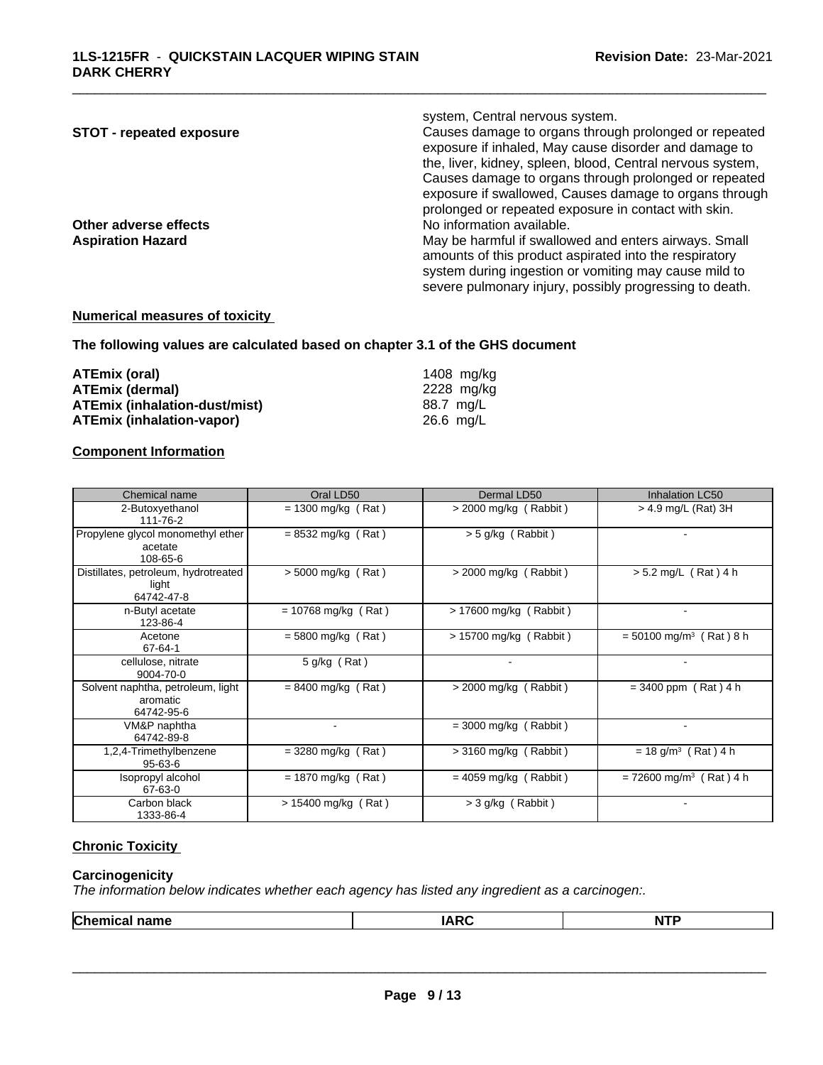| | |
|---|---|
| | system, Central nervous system. |
| **STOT - repeated exposure** | Causes damage to organs through prolonged or repeated exposure if inhaled, May cause disorder and damage to the, liver, kidney, spleen, blood, Central nervous system, Causes damage to organs through prolonged or repeated exposure if swallowed, Causes damage to organs through prolonged or repeated exposure in contact with skin. |
| **Other adverse effects** | No information available. |
| **Aspiration Hazard** | May be harmful if swallowed and enters airways. Small amounts of this product aspirated into the respiratory system during ingestion or vomiting may cause mild to severe pulmonary injury, possibly progressing to death. |

**Numerical measures of toxicity**

**The following values are calculated based on chapter 3.1 of the GHS document**

| | |
|---|---|
| **ATEmix (oral)** | 1408 mg/kg |
| **ATEmix (dermal)** | 2228 mg/kg |
| **ATEmix (inhalation-dust/mist)** | 88.7 mg/L |
| **ATEmix (inhalation-vapor)** | 26.6 mg/L |

**Component Information**

| Chemical name | Oral LD50 | Dermal LD50 | Inhalation LC50 |
|---|---|---|---|
| 2-Butoxyethanol<br>111-76-2 | = 1300 mg/kg ( Rat ) | > 2000 mg/kg ( Rabbit ) | > 4.9 mg/L (Rat) 3H |
| Propylene glycol monomethyl ether acetate<br>108-65-6 | = 8532 mg/kg ( Rat ) | > 5 g/kg ( Rabbit ) | - |
| Distillates, petroleum, hydrotreated light<br>64742-47-8 | > 5000 mg/kg ( Rat ) | > 2000 mg/kg ( Rabbit ) | > 5.2 mg/L ( Rat ) 4 h |
| n-Butyl acetate<br>123-86-4 | = 10768 mg/kg ( Rat ) | > 17600 mg/kg ( Rabbit ) | - |
| Acetone<br>67-64-1 | = 5800 mg/kg ( Rat ) | > 15700 mg/kg ( Rabbit ) | = 50100 mg/m³ ( Rat ) 8 h |
| cellulose, nitrate<br>9004-70-0 | 5 g/kg ( Rat ) | - | - |
| Solvent naphtha, petroleum, light aromatic<br>64742-95-6 | = 8400 mg/kg ( Rat ) | > 2000 mg/kg ( Rabbit ) | = 3400 ppm ( Rat ) 4 h |
| VM&P naphtha<br>64742-89-8 | - | = 3000 mg/kg ( Rabbit ) | - |
| 1,2,4-Trimethylbenzene<br>95-63-6 | = 3280 mg/kg ( Rat ) | > 3160 mg/kg ( Rabbit ) | = 18 g/m³ ( Rat ) 4 h |
| Isopropyl alcohol<br>67-63-0 | = 1870 mg/kg ( Rat ) | = 4059 mg/kg ( Rabbit ) | = 72600 mg/m³ ( Rat ) 4 h |
| Carbon black<br>1333-86-4 | > 15400 mg/kg ( Rat ) | > 3 g/kg ( Rabbit ) | - |

**Chronic Toxicity**

**Carcinogenicity**

*The information below indicates whether each agency has listed any ingredient as a carcinogen:.*

| Chemical name | IARC | NTP |
|---|---|---|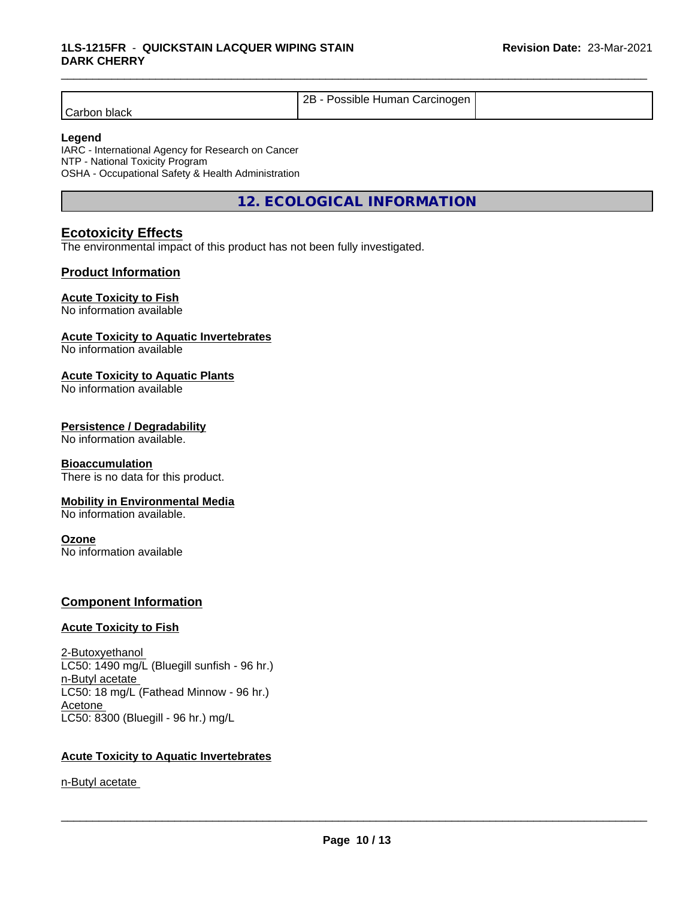| Carbon black | 2B - Possible Human Carcinogen | |
|---|---|---|

**Legend**
IARC - International Agency for Research on Cancer
NTP - National Toxicity Program
OSHA - Occupational Safety & Health Administration

## 12. ECOLOGICAL INFORMATION

### Ecotoxicity Effects
The environmental impact of this product has not been fully investigated.

### Product Information

**Acute Toxicity to Fish**
No information available

**Acute Toxicity to Aquatic Invertebrates**
No information available

**Acute Toxicity to Aquatic Plants**
No information available

**Persistence / Degradability**
No information available.

**Bioaccumulation**
There is no data for this product.

**Mobility in Environmental Media**
No information available.

**Ozone**
No information available

### Component Information

**Acute Toxicity to Fish**

2-Butoxyethanol
LC50: 1490 mg/L (Bluegill sunfish - 96 hr.)
n-Butyl acetate
LC50: 18 mg/L (Fathead Minnow - 96 hr.)
Acetone
LC50: 8300 (Bluegill - 96 hr.) mg/L

**Acute Toxicity to Aquatic Invertebrates**

n-Butyl acetate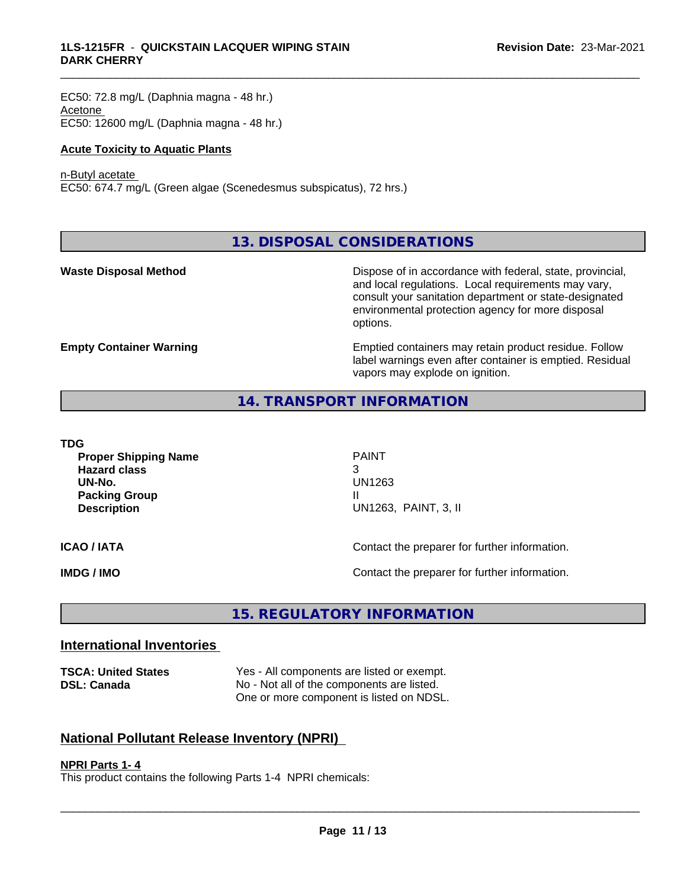EC50: 72.8 mg/L (Daphnia magna - 48 hr.)
Acetone
EC50: 12600 mg/L (Daphnia magna - 48 hr.)

**Acute Toxicity to Aquatic Plants**

n-Butyl acetate
EC50: 674.7 mg/L (Green algae (Scenedesmus subspicatus), 72 hrs.)

## 13. DISPOSAL CONSIDERATIONS

**Waste Disposal Method** — Dispose of in accordance with federal, state, provincial, and local regulations. Local requirements may vary, consult your sanitation department or state-designated environmental protection agency for more disposal options.

**Empty Container Warning** — Emptied containers may retain product residue. Follow label warnings even after container is emptied. Residual vapors may explode on ignition.

## 14. TRANSPORT INFORMATION

**TDG**

| | |
|---|---|
| **Proper Shipping Name** | PAINT |
| **Hazard class** | 3 |
| **UN-No.** | UN1263 |
| **Packing Group** | II |
| **Description** | UN1263, PAINT, 3, II |

**ICAO / IATA** — Contact the preparer for further information.

**IMDG / IMO** — Contact the preparer for further information.

## 15. REGULATORY INFORMATION

### International Inventories

| | |
|---|---|
| **TSCA: United States** | Yes - All components are listed or exempt. |
| **DSL: Canada** | No - Not all of the components are listed. One or more component is listed on NDSL. |

### National Pollutant Release Inventory (NPRI)

**NPRI Parts 1- 4**
This product contains the following Parts 1-4 NPRI chemicals: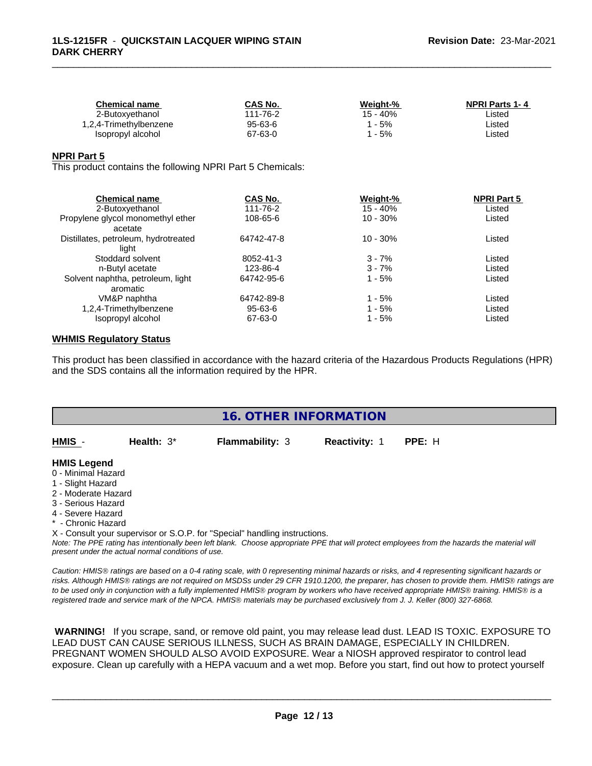| Chemical name | CAS No. | Weight-% | NPRI Parts 1- 4 |
|---|---|---|---|
| 2-Butoxyethanol | 111-76-2 | 15 - 40% | Listed |
| 1,2,4-Trimethylbenzene | 95-63-6 | 1 - 5% | Listed |
| Isopropyl alcohol | 67-63-0 | 1 - 5% | Listed |

**NPRI Part 5**

This product contains the following NPRI Part 5 Chemicals:

| Chemical name | CAS No. | Weight-% | NPRI Part 5 |
|---|---|---|---|
| 2-Butoxyethanol | 111-76-2 | 15 - 40% | Listed |
| Propylene glycol monomethyl ether acetate | 108-65-6 | 10 - 30% | Listed |
| Distillates, petroleum, hydrotreated light | 64742-47-8 | 10 - 30% | Listed |
| Stoddard solvent | 8052-41-3 | 3 - 7% | Listed |
| n-Butyl acetate | 123-86-4 | 3 - 7% | Listed |
| Solvent naphtha, petroleum, light aromatic | 64742-95-6 | 1 - 5% | Listed |
| VM&P naphtha | 64742-89-8 | 1 - 5% | Listed |
| 1,2,4-Trimethylbenzene | 95-63-6 | 1 - 5% | Listed |
| Isopropyl alcohol | 67-63-0 | 1 - 5% | Listed |

**WHMIS Regulatory Status**

This product has been classified in accordance with the hazard criteria of the Hazardous Products Regulations (HPR) and the SDS contains all the information required by the HPR.

## 16. OTHER INFORMATION

**HMIS** - **Health:** 3* **Flammability:** 3 **Reactivity:** 1 **PPE:** H

**HMIS Legend**

0 - Minimal Hazard
1 - Slight Hazard
2 - Moderate Hazard
3 - Serious Hazard
4 - Severe Hazard
* - Chronic Hazard
X - Consult your supervisor or S.O.P. for "Special" handling instructions.

*Note: The PPE rating has intentionally been left blank. Choose appropriate PPE that will protect employees from the hazards the material will present under the actual normal conditions of use.*

*Caution: HMIS® ratings are based on a 0-4 rating scale, with 0 representing minimal hazards or risks, and 4 representing significant hazards or risks. Although HMIS® ratings are not required on MSDSs under 29 CFR 1910.1200, the preparer, has chosen to provide them. HMIS® ratings are to be used only in conjunction with a fully implemented HMIS® program by workers who have received appropriate HMIS® training. HMIS® is a registered trade and service mark of the NPCA. HMIS® materials may be purchased exclusively from J. J. Keller (800) 327-6868.*

**WARNING!** If you scrape, sand, or remove old paint, you may release lead dust. LEAD IS TOXIC. EXPOSURE TO LEAD DUST CAN CAUSE SERIOUS ILLNESS, SUCH AS BRAIN DAMAGE, ESPECIALLY IN CHILDREN. PREGNANT WOMEN SHOULD ALSO AVOID EXPOSURE. Wear a NIOSH approved respirator to control lead exposure. Clean up carefully with a HEPA vacuum and a wet mop. Before you start, find out how to protect yourself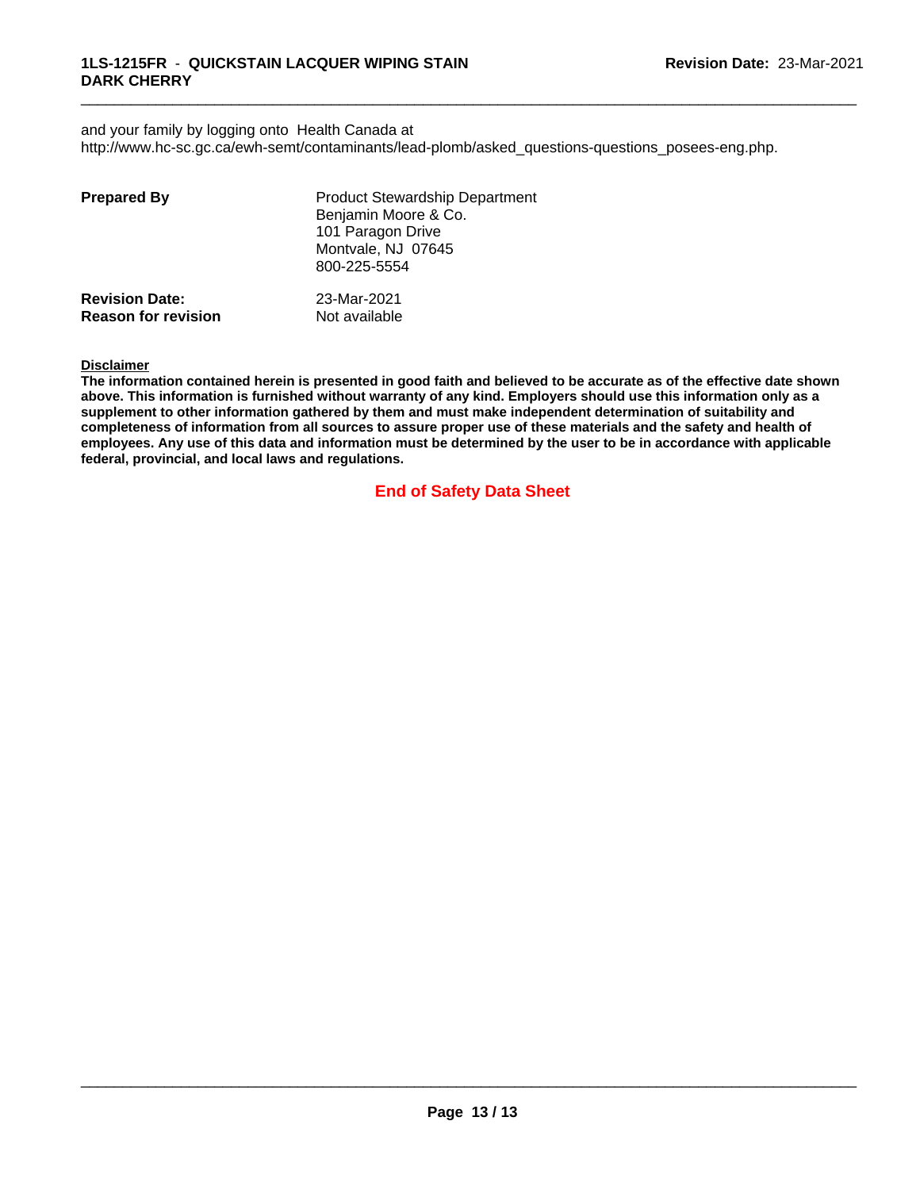and your family by logging onto Health Canada at http://www.hc-sc.gc.ca/ewh-semt/contaminants/lead-plomb/asked_questions-questions_posees-eng.php.

| | |
|---|---|
| **Prepared By** | Product Stewardship Department<br>Benjamin Moore & Co.<br>101 Paragon Drive<br>Montvale, NJ 07645<br>800-225-5554 |
| **Revision Date:** | 23-Mar-2021 |
| **Reason for revision** | Not available |

**Disclaimer**

**The information contained herein is presented in good faith and believed to be accurate as of the effective date shown above. This information is furnished without warranty of any kind. Employers should use this information only as a supplement to other information gathered by them and must make independent determination of suitability and completeness of information from all sources to assure proper use of these materials and the safety and health of employees. Any use of this data and information must be determined by the user to be in accordance with applicable federal, provincial, and local laws and regulations.**

**End of Safety Data Sheet**